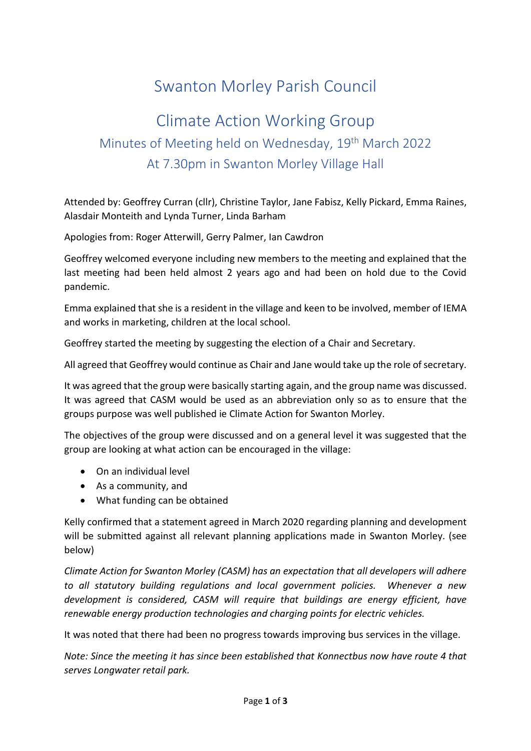# Swanton Morley Parish Council

# Climate Action Working Group

## Minutes of Meeting held on Wednesday, 19th March 2022

## At 7.30pm in Swanton Morley Village Hall

Attended by: Geoffrey Curran (cllr), Christine Taylor, Jane Fabisz, Kelly Pickard, Emma Raines, Alasdair Monteith and Lynda Turner, Linda Barham

Apologies from: Roger Atterwill, Gerry Palmer, Ian Cawdron

Geoffrey welcomed everyone including new members to the meeting and explained that the last meeting had been held almost 2 years ago and had been on hold due to the Covid pandemic.

Emma explained that she is a resident in the village and keen to be involved, member of IEMA and works in marketing, children at the local school.

Geoffrey started the meeting by suggesting the election of a Chair and Secretary.

All agreed that Geoffrey would continue as Chair and Jane would take up the role of secretary.

It was agreed that the group were basically starting again, and the group name was discussed. It was agreed that CASM would be used as an abbreviation only so as to ensure that the groups purpose was well published ie Climate Action for Swanton Morley.

The objectives of the group were discussed and on a general level it was suggested that the group are looking at what action can be encouraged in the village:

- On an individual level
- As a community, and
- What funding can be obtained

Kelly confirmed that a statement agreed in March 2020 regarding planning and development will be submitted against all relevant planning applications made in Swanton Morley. (see below)

*Climate Action for Swanton Morley (CASM) has an expectation that all developers will adhere to all statutory building regulations and local government policies. Whenever a new development is considered, CASM will require that buildings are energy efficient, have renewable energy production technologies and charging points for electric vehicles.*

It was noted that there had been no progress towards improving bus services in the village.

*Note: Since the meeting it has since been established that Konnectbus now have route 4 that serves Longwater retail park.*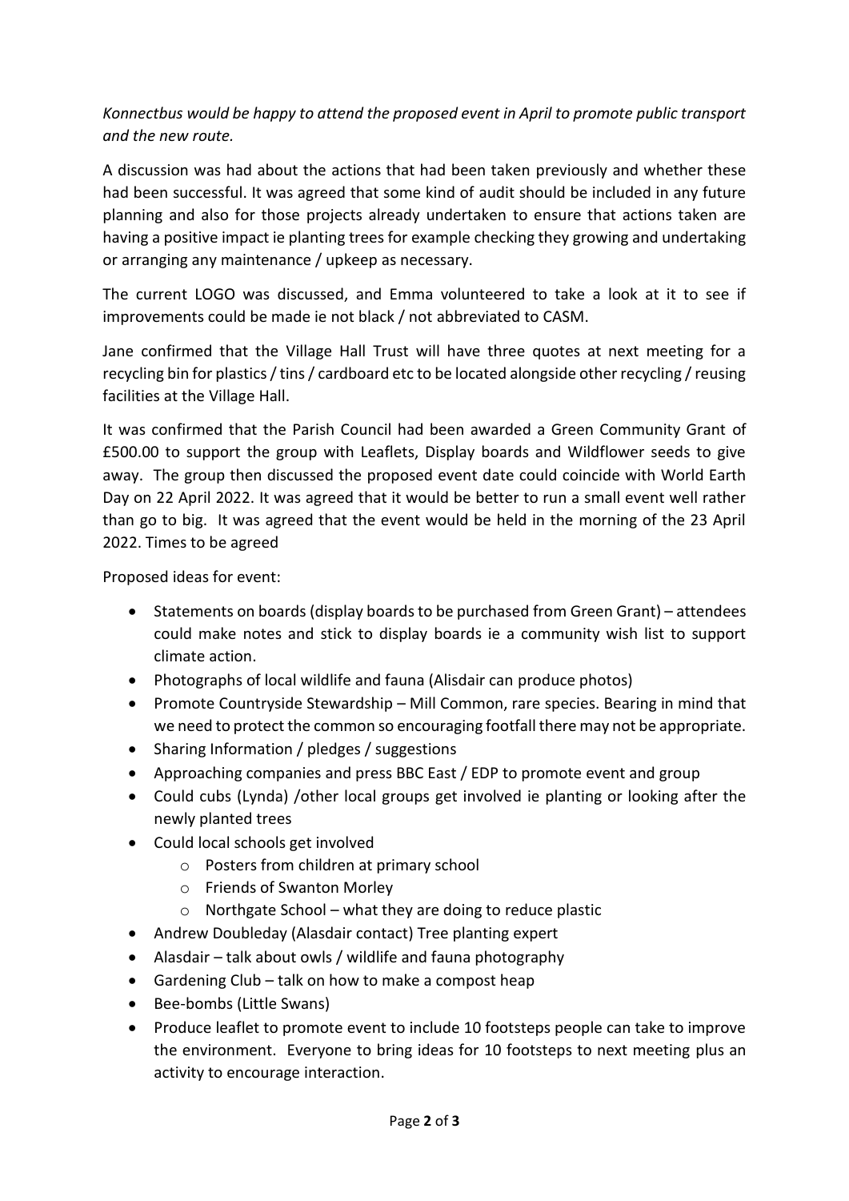*Konnectbus would be happy to attend the proposed event in April to promote public transport and the new route.*

A discussion was had about the actions that had been taken previously and whether these had been successful. It was agreed that some kind of audit should be included in any future planning and also for those projects already undertaken to ensure that actions taken are having a positive impact ie planting trees for example checking they growing and undertaking or arranging any maintenance / upkeep as necessary.

The current LOGO was discussed, and Emma volunteered to take a look at it to see if improvements could be made ie not black / not abbreviated to CASM.

Jane confirmed that the Village Hall Trust will have three quotes at next meeting for a recycling bin for plastics / tins / cardboard etc to be located alongside other recycling / reusing facilities at the Village Hall.

It was confirmed that the Parish Council had been awarded a Green Community Grant of £500.00 to support the group with Leaflets, Display boards and Wildflower seeds to give away. The group then discussed the proposed event date could coincide with World Earth Day on 22 April 2022. It was agreed that it would be better to run a small event well rather than go to big. It was agreed that the event would be held in the morning of the 23 April 2022. Times to be agreed

Proposed ideas for event:

- Statements on boards (display boards to be purchased from Green Grant) – attendees could make notes and stick to display boards ie a community wish list to support climate action.
- Photographs of local wildlife and fauna (Alisdair can produce photos)
- Promote Countryside Stewardship – Mill Common, rare species. Bearing in mind that we need to protect the common so encouraging footfall there may not be appropriate.
- Sharing Information / pledges / suggestions
- Approaching companies and press BBC East / EDP to promote event and group
- Could cubs (Lynda) /other local groups get involved ie planting or looking after the newly planted trees
- Could local schools get involved
  - Posters from children at primary school
  - Friends of Swanton Morley
  - Northgate School – what they are doing to reduce plastic
- Andrew Doubleday (Alasdair contact) Tree planting expert
- Alasdair – talk about owls / wildlife and fauna photography
- Gardening Club – talk on how to make a compost heap
- Bee-bombs (Little Swans)
- Produce leaflet to promote event to include 10 footsteps people can take to improve the environment. Everyone to bring ideas for 10 footsteps to next meeting plus an activity to encourage interaction.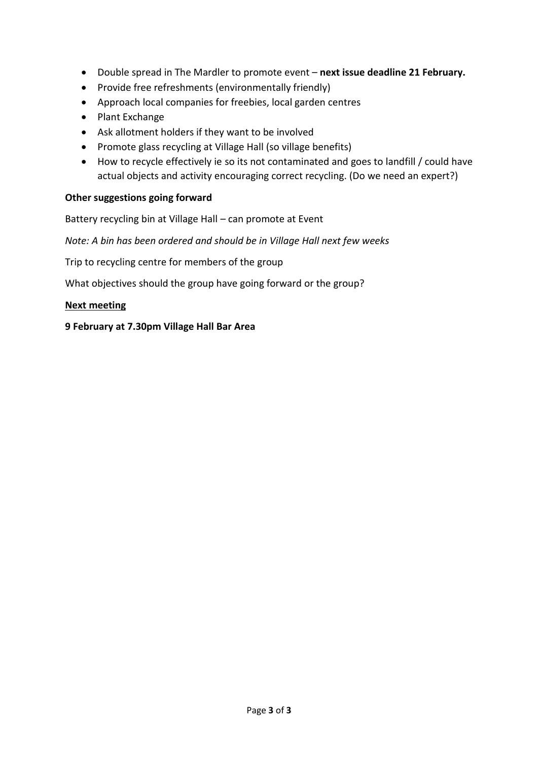- Double spread in The Mardler to promote event – **next issue deadline 21 February.**
- Provide free refreshments (environmentally friendly)
- Approach local companies for freebies, local garden centres
- Plant Exchange
- Ask allotment holders if they want to be involved
- Promote glass recycling at Village Hall (so village benefits)
- How to recycle effectively ie so its not contaminated and goes to landfill / could have actual objects and activity encouraging correct recycling. (Do we need an expert?)

**Other suggestions going forward**

Battery recycling bin at Village Hall – can promote at Event

*Note: A bin has been ordered and should be in Village Hall next few weeks*

Trip to recycling centre for members of the group

What objectives should the group have going forward or the group?

**<u>Next meeting</u>**

**9 February at 7.30pm Village Hall Bar Area**